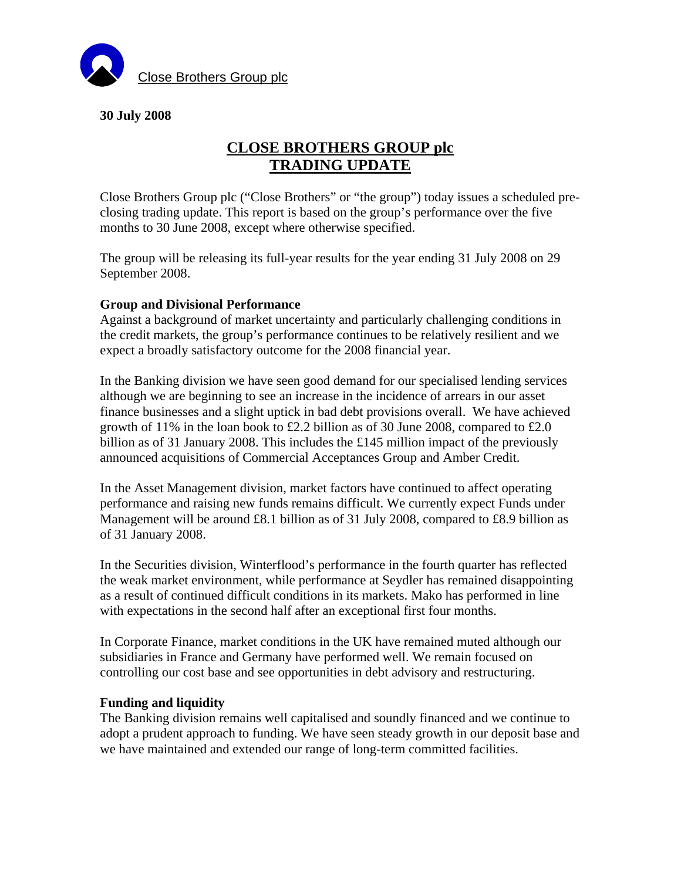Close Brothers Group plc

**30 July 2008**

# CLOSE BROTHERS GROUP plc
# TRADING UPDATE

Close Brothers Group plc ("Close Brothers" or "the group") today issues a scheduled pre-closing trading update. This report is based on the group's performance over the five months to 30 June 2008, except where otherwise specified.

The group will be releasing its full-year results for the year ending 31 July 2008 on 29 September 2008.

**Group and Divisional Performance**

Against a background of market uncertainty and particularly challenging conditions in the credit markets, the group's performance continues to be relatively resilient and we expect a broadly satisfactory outcome for the 2008 financial year.

In the Banking division we have seen good demand for our specialised lending services although we are beginning to see an increase in the incidence of arrears in our asset finance businesses and a slight uptick in bad debt provisions overall. We have achieved growth of 11% in the loan book to £2.2 billion as of 30 June 2008, compared to £2.0 billion as of 31 January 2008. This includes the £145 million impact of the previously announced acquisitions of Commercial Acceptances Group and Amber Credit.

In the Asset Management division, market factors have continued to affect operating performance and raising new funds remains difficult. We currently expect Funds under Management will be around £8.1 billion as of 31 July 2008, compared to £8.9 billion as of 31 January 2008.

In the Securities division, Winterflood's performance in the fourth quarter has reflected the weak market environment, while performance at Seydler has remained disappointing as a result of continued difficult conditions in its markets. Mako has performed in line with expectations in the second half after an exceptional first four months.

In Corporate Finance, market conditions in the UK have remained muted although our subsidiaries in France and Germany have performed well. We remain focused on controlling our cost base and see opportunities in debt advisory and restructuring.

**Funding and liquidity**

The Banking division remains well capitalised and soundly financed and we continue to adopt a prudent approach to funding. We have seen steady growth in our deposit base and we have maintained and extended our range of long-term committed facilities.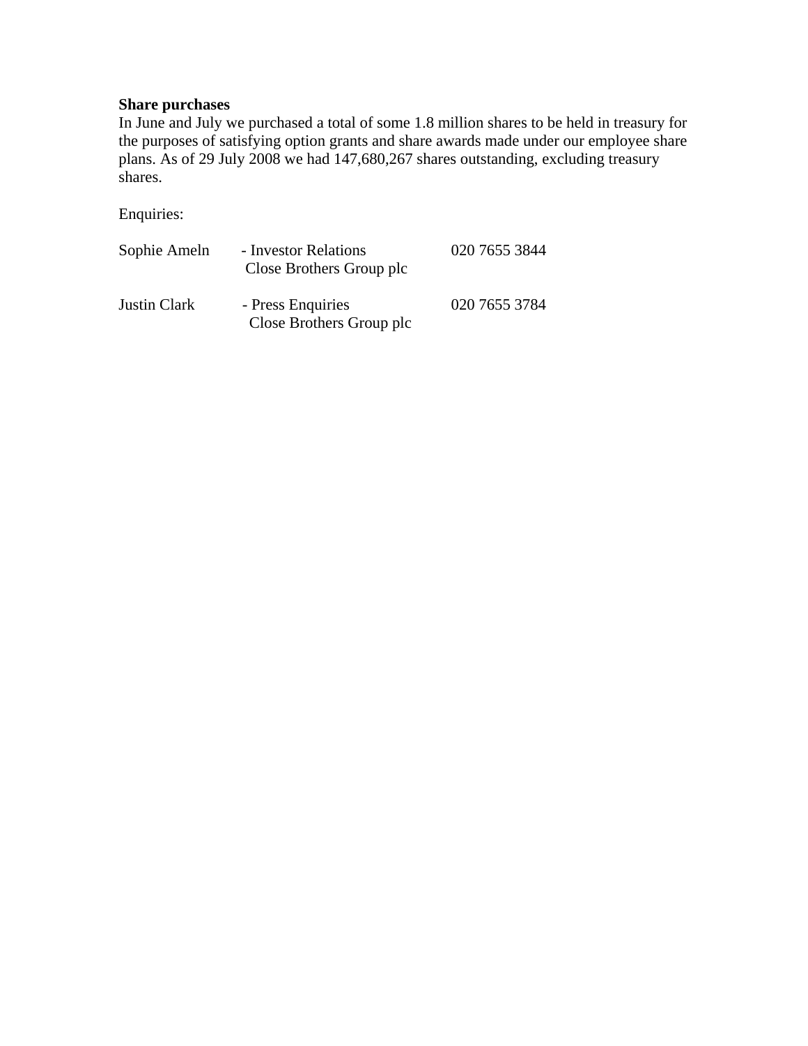**Share purchases**

In June and July we purchased a total of some 1.8 million shares to be held in treasury for the purposes of satisfying option grants and share awards made under our employee share plans. As of 29 July 2008 we had 147,680,267 shares outstanding, excluding treasury shares.

Enquiries:

| | | |
|---|---|---|
| Sophie Ameln | - Investor Relations<br>Close Brothers Group plc | 020 7655 3844 |
| Justin Clark | - Press Enquiries<br>Close Brothers Group plc | 020 7655 3784 |